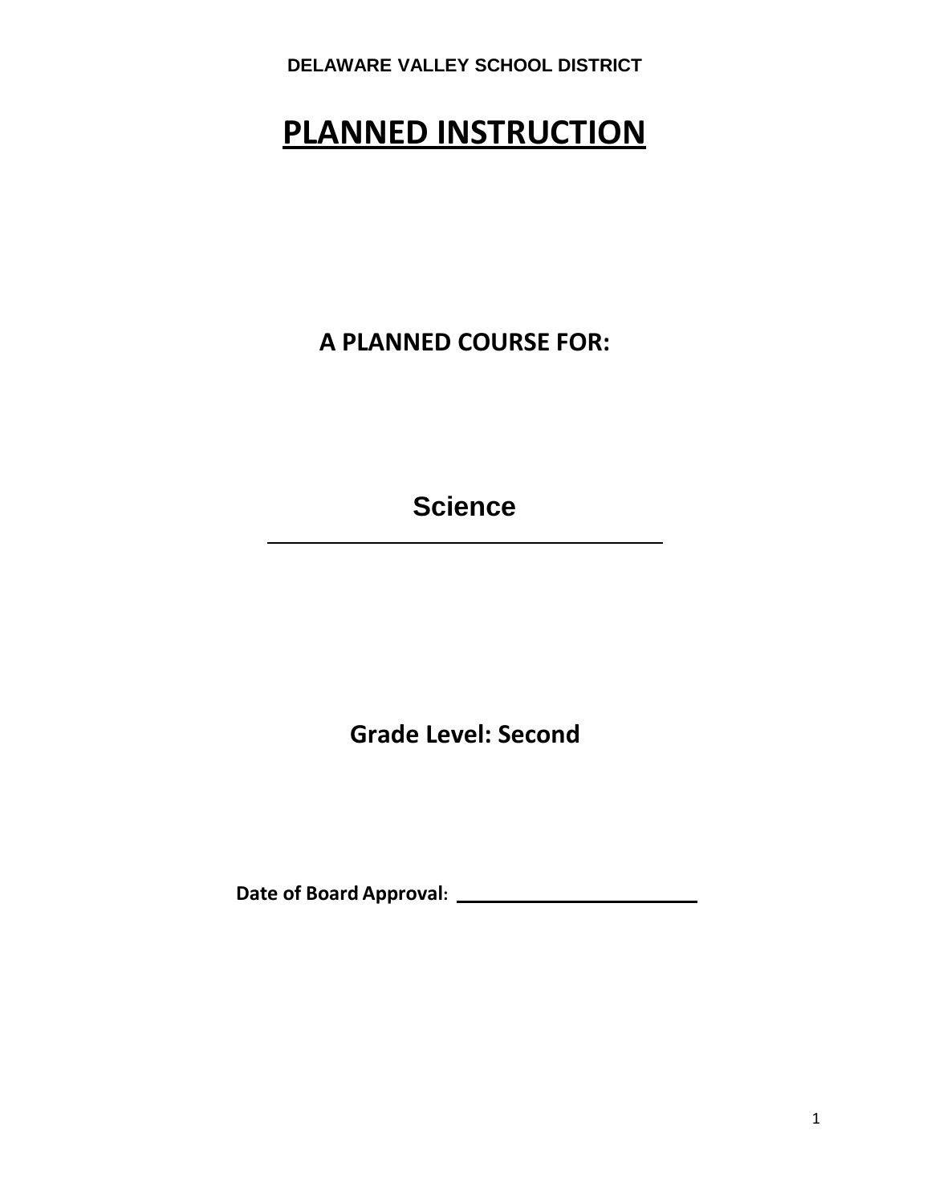**DELAWARE VALLEY SCHOOL DISTRICT**

# PLANNED INSTRUCTION

## A PLANNED COURSE FOR:

## Science

**Grade Level: Second**

**Date of Board Approval:** ____________________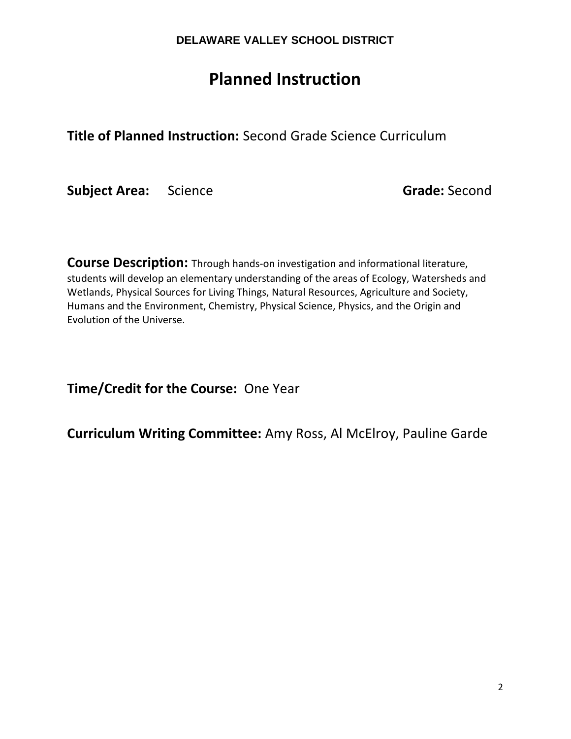**DELAWARE VALLEY SCHOOL DISTRICT**

# Planned Instruction

**Title of Planned Instruction:** Second Grade Science Curriculum

**Subject Area:** Science **Grade:** Second

**Course Description:** Through hands-on investigation and informational literature, students will develop an elementary understanding of the areas of Ecology, Watersheds and Wetlands, Physical Sources for Living Things, Natural Resources, Agriculture and Society, Humans and the Environment, Chemistry, Physical Science, Physics, and the Origin and Evolution of the Universe.

**Time/Credit for the Course:** One Year

**Curriculum Writing Committee:** Amy Ross, Al McElroy, Pauline Garde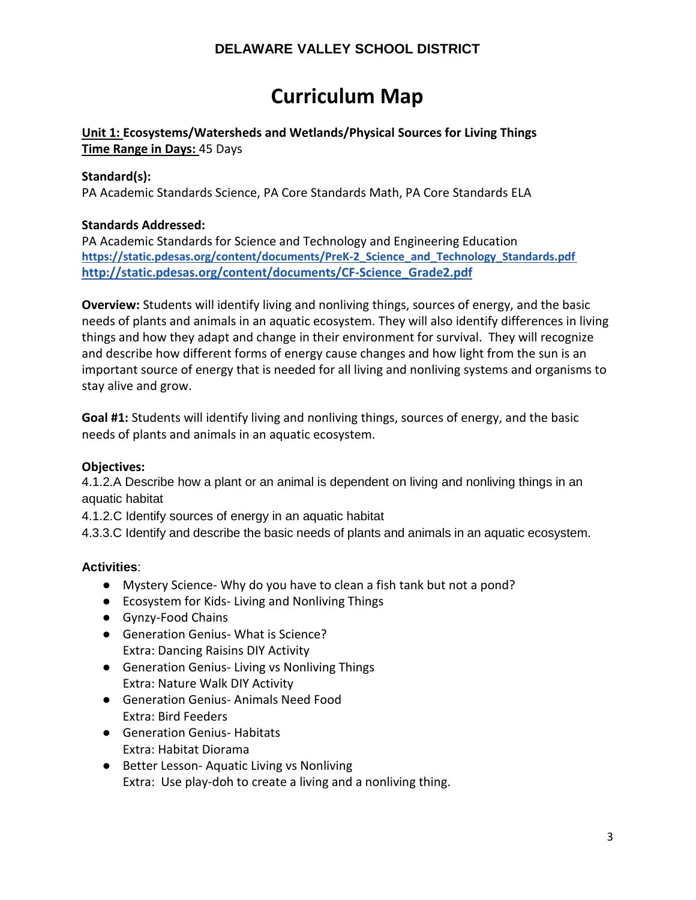**DELAWARE VALLEY SCHOOL DISTRICT**

# Curriculum Map

**Unit 1: Ecosystems/Watersheds and Wetlands/Physical Sources for Living Things**
**Time Range in Days:** 45 Days

**Standard(s):**
PA Academic Standards Science, PA Core Standards Math, PA Core Standards ELA

**Standards Addressed:**
PA Academic Standards for Science and Technology and Engineering Education
https://static.pdesas.org/content/documents/PreK-2_Science_and_Technology_Standards.pdf
http://static.pdesas.org/content/documents/CF-Science_Grade2.pdf

**Overview:** Students will identify living and nonliving things, sources of energy, and the basic needs of plants and animals in an aquatic ecosystem. They will also identify differences in living things and how they adapt and change in their environment for survival. They will recognize and describe how different forms of energy cause changes and how light from the sun is an important source of energy that is needed for all living and nonliving systems and organisms to stay alive and grow.

**Goal #1:** Students will identify living and nonliving things, sources of energy, and the basic needs of plants and animals in an aquatic ecosystem.

**Objectives:**
4.1.2.A Describe how a plant or an animal is dependent on living and nonliving things in an aquatic habitat
4.1.2.C Identify sources of energy in an aquatic habitat
4.3.3.C Identify and describe the basic needs of plants and animals in an aquatic ecosystem.

**Activities**:

- Mystery Science- Why do you have to clean a fish tank but not a pond?
- Ecosystem for Kids- Living and Nonliving Things
- Gynzy-Food Chains
- Generation Genius- What is Science?
  Extra: Dancing Raisins DIY Activity
- Generation Genius- Living vs Nonliving Things
  Extra: Nature Walk DIY Activity
- Generation Genius- Animals Need Food
  Extra: Bird Feeders
- Generation Genius- Habitats
  Extra: Habitat Diorama
- Better Lesson- Aquatic Living vs Nonliving
  Extra: Use play-doh to create a living and a nonliving thing.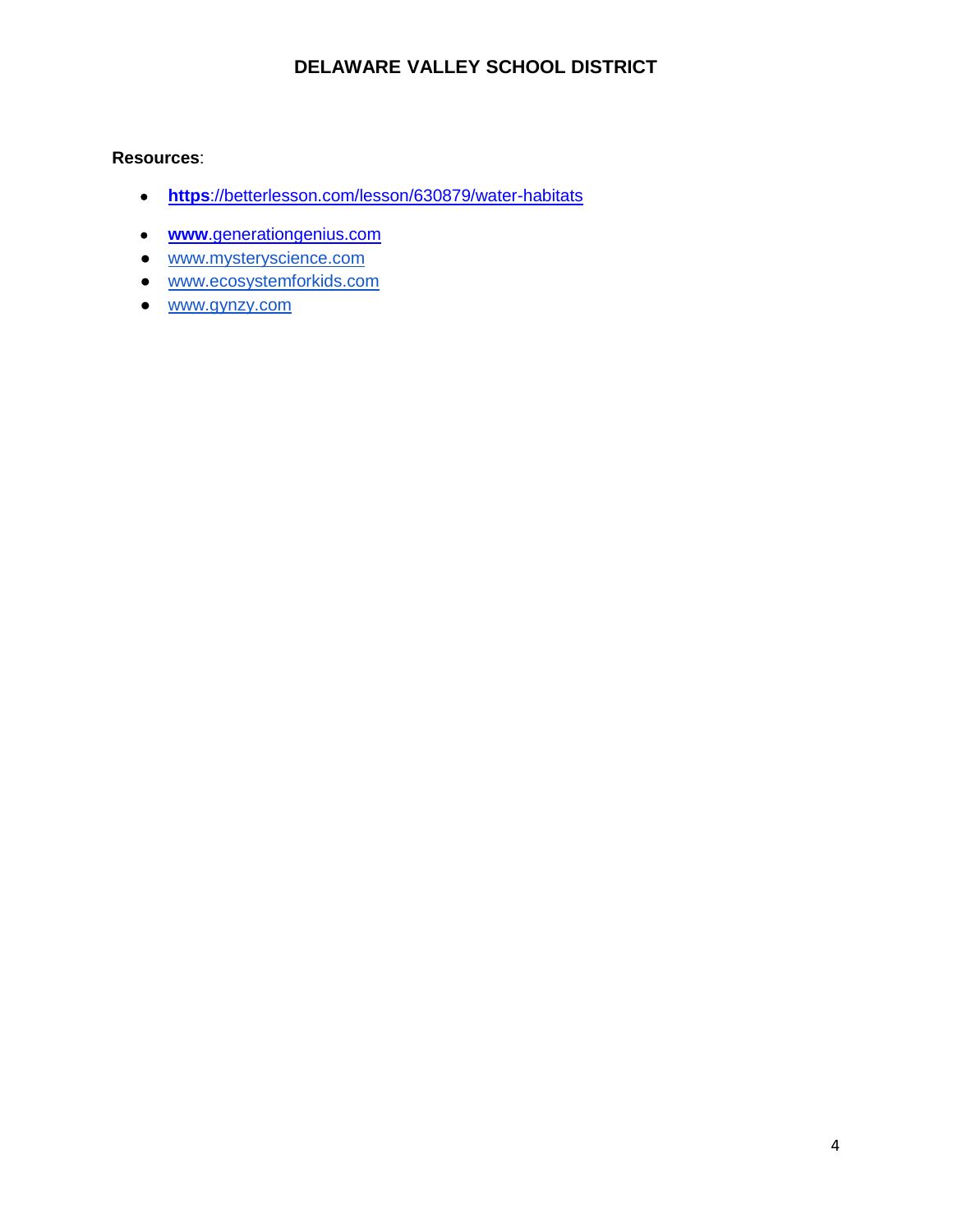**Resources**:

- **https**://betterlesson.com/lesson/630879/water-habitats
- **www**.generationgenius.com
- www.mysteryscience.com
- www.ecosystemforkids.com
- www.gynzy.com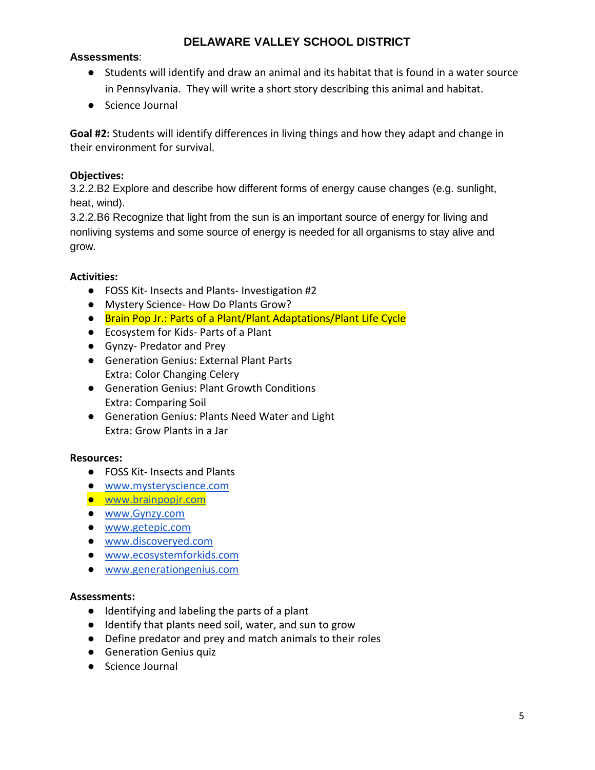**Assessments**:

- Students will identify and draw an animal and its habitat that is found in a water source in Pennsylvania. They will write a short story describing this animal and habitat.
- Science Journal

**Goal #2:** Students will identify differences in living things and how they adapt and change in their environment for survival.

**Objectives:**
3.2.2.B2 Explore and describe how different forms of energy cause changes (e.g. sunlight, heat, wind).
3.2.2.B6 Recognize that light from the sun is an important source of energy for living and nonliving systems and some source of energy is needed for all organisms to stay alive and grow.

**Activities:**

- FOSS Kit- Insects and Plants- Investigation #2
- Mystery Science- How Do Plants Grow?
- Brain Pop Jr.: Parts of a Plant/Plant Adaptations/Plant Life Cycle
- Ecosystem for Kids- Parts of a Plant
- Gynzy- Predator and Prey
- Generation Genius: External Plant Parts
  Extra: Color Changing Celery
- Generation Genius: Plant Growth Conditions
  Extra: Comparing Soil
- Generation Genius: Plants Need Water and Light
  Extra: Grow Plants in a Jar

**Resources:**

- FOSS Kit- Insects and Plants
- www.mysteryscience.com
- www.brainpopjr.com
- www.Gynzy.com
- www.getepic.com
- www.discoveryed.com
- www.ecosystemforkids.com
- www.generationgenius.com

**Assessments:**

- Identifying and labeling the parts of a plant
- Identify that plants need soil, water, and sun to grow
- Define predator and prey and match animals to their roles
- Generation Genius quiz
- Science Journal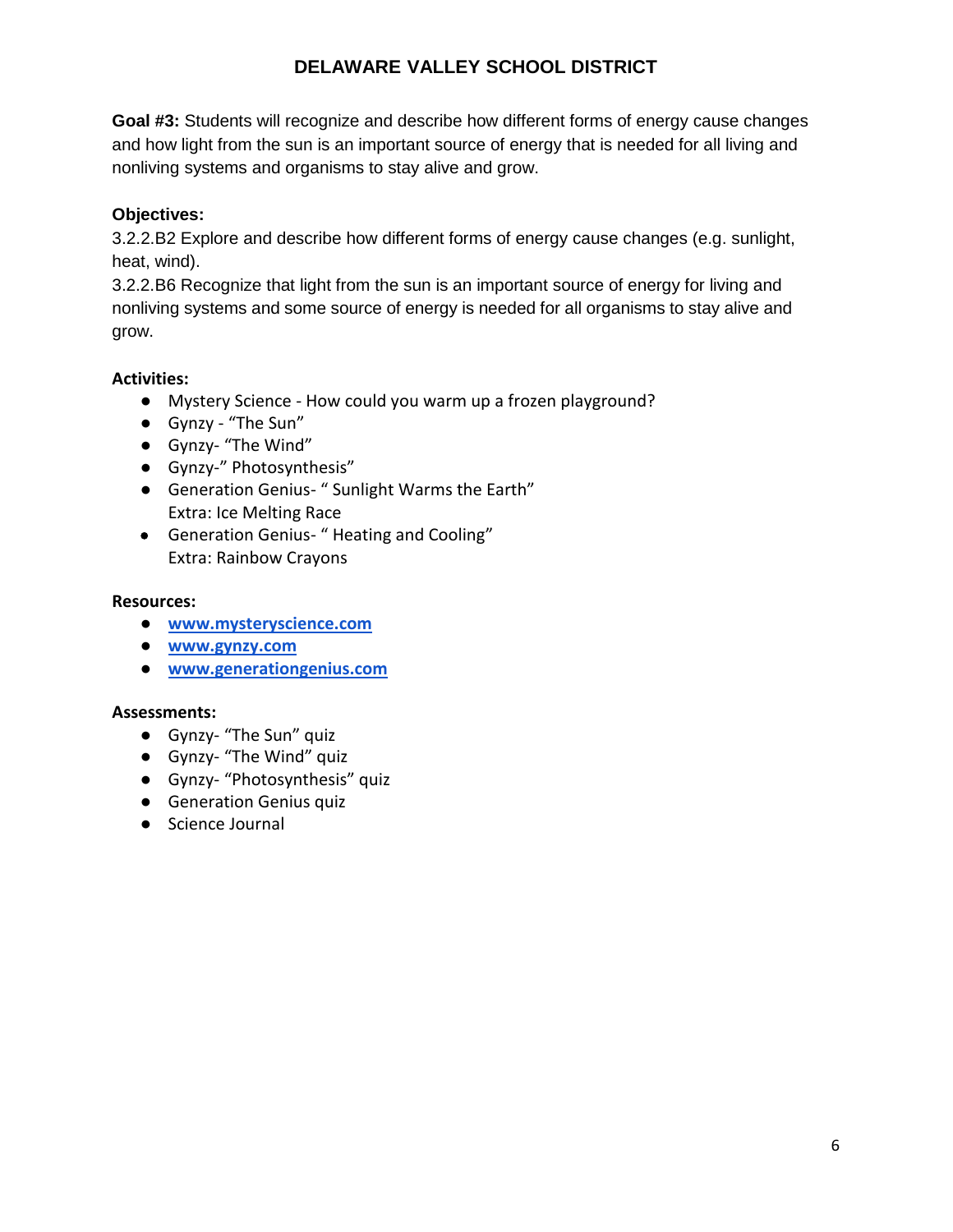# DELAWARE VALLEY SCHOOL DISTRICT

**Goal #3:** Students will recognize and describe how different forms of energy cause changes and how light from the sun is an important source of energy that is needed for all living and nonliving systems and organisms to stay alive and grow.

**Objectives:**

3.2.2.B2 Explore and describe how different forms of energy cause changes (e.g. sunlight, heat, wind).

3.2.2.B6 Recognize that light from the sun is an important source of energy for living and nonliving systems and some source of energy is needed for all organisms to stay alive and grow.

**Activities:**

- Mystery Science - How could you warm up a frozen playground?
- Gynzy - "The Sun"
- Gynzy- "The Wind"
- Gynzy-" Photosynthesis"
- Generation Genius- " Sunlight Warms the Earth"
  Extra: Ice Melting Race
- Generation Genius- " Heating and Cooling"
  Extra: Rainbow Crayons

**Resources:**

- **www.mysteryscience.com**
- **www.gynzy.com**
- **www.generationgenius.com**

**Assessments:**

- Gynzy- "The Sun" quiz
- Gynzy- "The Wind" quiz
- Gynzy- "Photosynthesis" quiz
- Generation Genius quiz
- Science Journal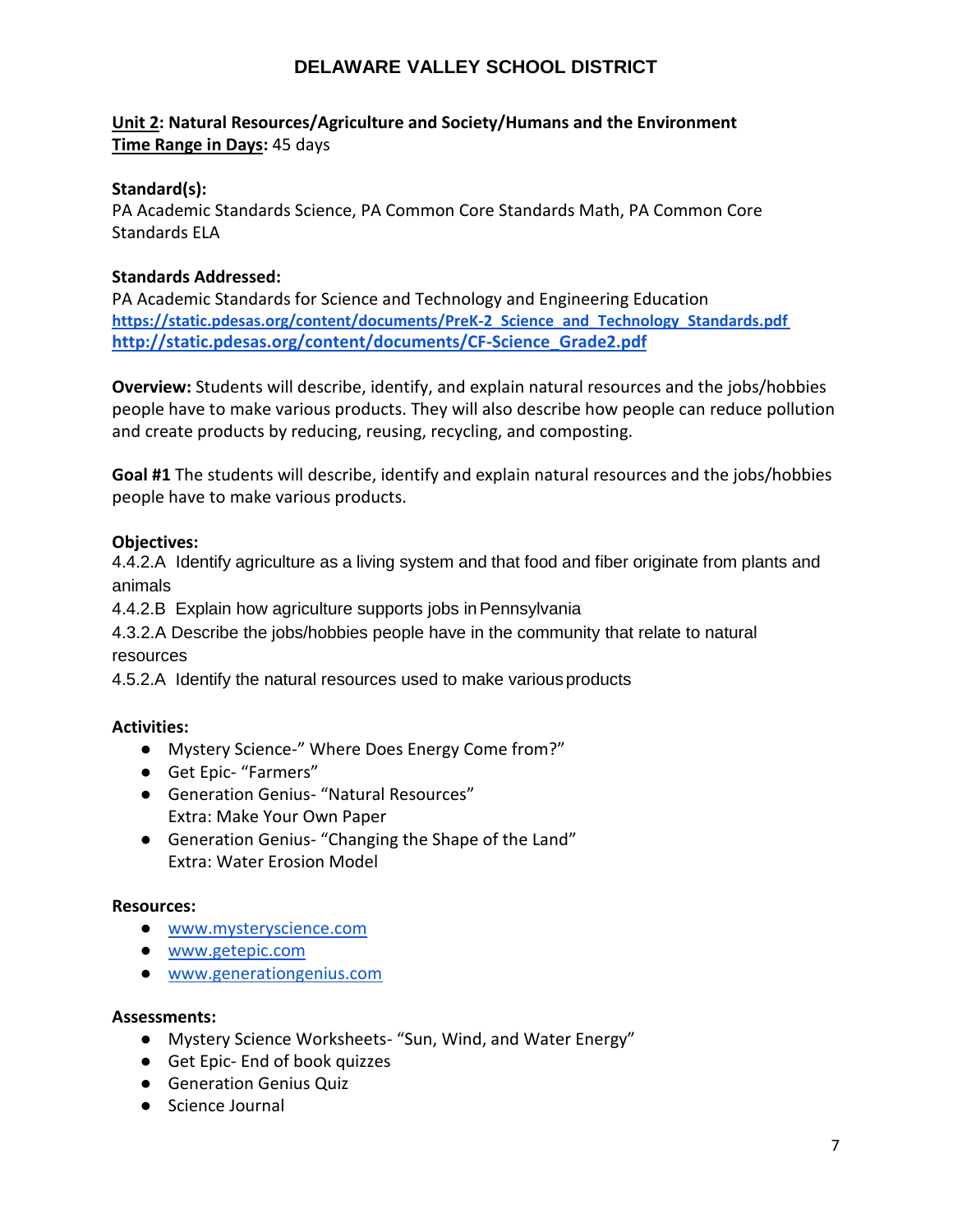# DELAWARE VALLEY SCHOOL DISTRICT

**Unit 2: Natural Resources/Agriculture and Society/Humans and the Environment**
**Time Range in Days:** 45 days

**Standard(s):**
PA Academic Standards Science, PA Common Core Standards Math, PA Common Core Standards ELA

**Standards Addressed:**
PA Academic Standards for Science and Technology and Engineering Education
https://static.pdesas.org/content/documents/PreK-2_Science_and_Technology_Standards.pdf
http://static.pdesas.org/content/documents/CF-Science_Grade2.pdf

**Overview:** Students will describe, identify, and explain natural resources and the jobs/hobbies people have to make various products. They will also describe how people can reduce pollution and create products by reducing, reusing, recycling, and composting.

**Goal #1** The students will describe, identify and explain natural resources and the jobs/hobbies people have to make various products.

**Objectives:**
4.4.2.A Identify agriculture as a living system and that food and fiber originate from plants and animals
4.4.2.B Explain how agriculture supports jobs in Pennsylvania
4.3.2.A Describe the jobs/hobbies people have in the community that relate to natural resources
4.5.2.A Identify the natural resources used to make various products

**Activities:**
- Mystery Science-" Where Does Energy Come from?"
- Get Epic- "Farmers"
- Generation Genius- "Natural Resources"
  Extra: Make Your Own Paper
- Generation Genius- "Changing the Shape of the Land"
  Extra: Water Erosion Model

**Resources:**
- www.mysteryscience.com
- www.getepic.com
- www.generationgenius.com

**Assessments:**
- Mystery Science Worksheets- "Sun, Wind, and Water Energy"
- Get Epic- End of book quizzes
- Generation Genius Quiz
- Science Journal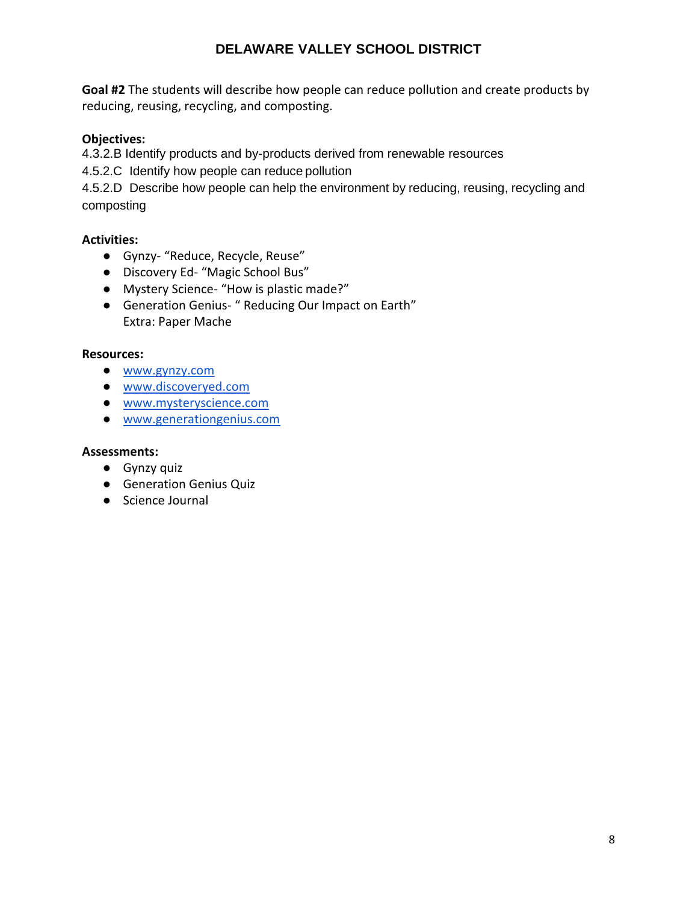**Goal #2** The students will describe how people can reduce pollution and create products by reducing, reusing, recycling, and composting.

**Objectives:**

4.3.2.B Identify products and by-products derived from renewable resources

4.5.2.C Identify how people can reduce pollution

4.5.2.D Describe how people can help the environment by reducing, reusing, recycling and composting

**Activities:**

- Gynzy- "Reduce, Recycle, Reuse"
- Discovery Ed- "Magic School Bus"
- Mystery Science- "How is plastic made?"
- Generation Genius- " Reducing Our Impact on Earth"
  Extra: Paper Mache

**Resources:**

- www.gynzy.com
- www.discoveryed.com
- www.mysteryscience.com
- www.generationgenius.com

**Assessments:**

- Gynzy quiz
- Generation Genius Quiz
- Science Journal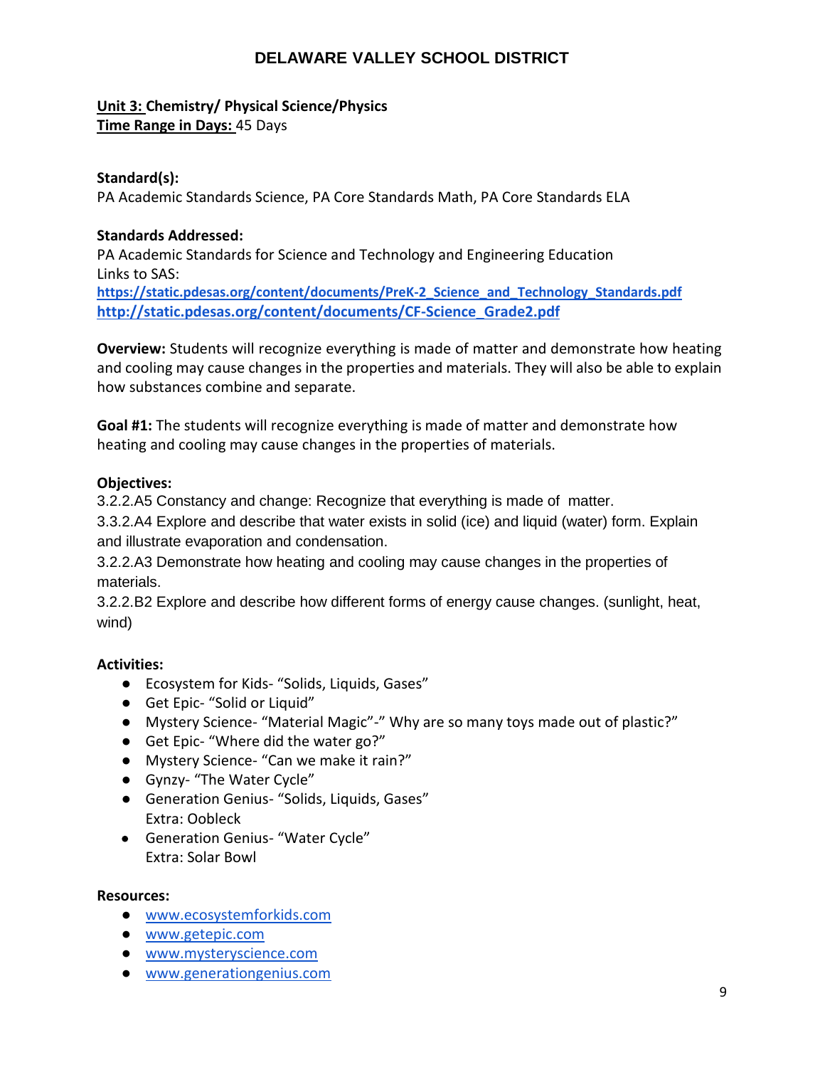# DELAWARE VALLEY SCHOOL DISTRICT

**Unit 3: Chemistry/ Physical Science/Physics**
**Time Range in Days:** 45 Days

**Standard(s):**
PA Academic Standards Science, PA Core Standards Math, PA Core Standards ELA

**Standards Addressed:**
PA Academic Standards for Science and Technology and Engineering Education
Links to SAS:
https://static.pdesas.org/content/documents/PreK-2_Science_and_Technology_Standards.pdf
http://static.pdesas.org/content/documents/CF-Science_Grade2.pdf

**Overview:** Students will recognize everything is made of matter and demonstrate how heating and cooling may cause changes in the properties and materials. They will also be able to explain how substances combine and separate.

**Goal #1:** The students will recognize everything is made of matter and demonstrate how heating and cooling may cause changes in the properties of materials.

**Objectives:**
3.2.2.A5 Constancy and change: Recognize that everything is made of matter.
3.3.2.A4 Explore and describe that water exists in solid (ice) and liquid (water) form. Explain and illustrate evaporation and condensation.
3.2.2.A3 Demonstrate how heating and cooling may cause changes in the properties of materials.
3.2.2.B2 Explore and describe how different forms of energy cause changes. (sunlight, heat, wind)

**Activities:**
- Ecosystem for Kids- "Solids, Liquids, Gases"
- Get Epic- "Solid or Liquid"
- Mystery Science- "Material Magic"-" Why are so many toys made out of plastic?"
- Get Epic- "Where did the water go?"
- Mystery Science- "Can we make it rain?"
- Gynzy- "The Water Cycle"
- Generation Genius- "Solids, Liquids, Gases"
  Extra: Oobleck
- Generation Genius- "Water Cycle"
  Extra: Solar Bowl

**Resources:**
- www.ecosystemforkids.com
- www.getepic.com
- www.mysteryscience.com
- www.generationgenius.com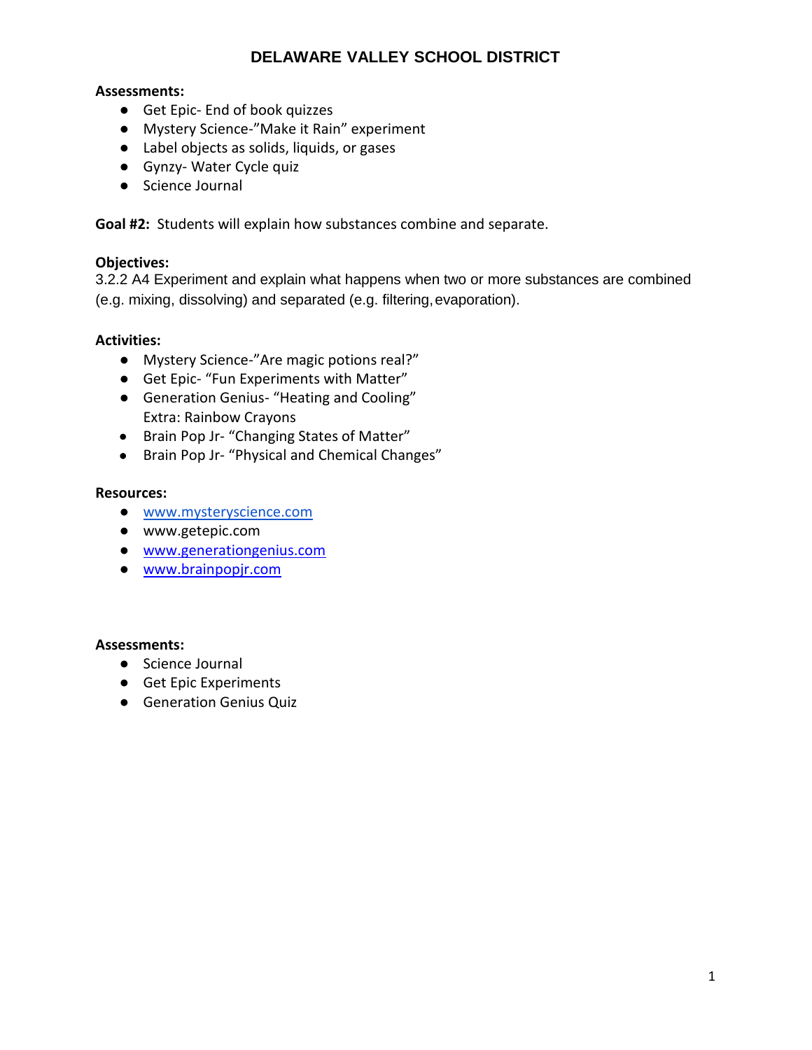**Assessments:**

- Get Epic- End of book quizzes
- Mystery Science-"Make it Rain" experiment
- Label objects as solids, liquids, or gases
- Gynzy- Water Cycle quiz
- Science Journal

**Goal #2:** Students will explain how substances combine and separate.

**Objectives:**

3.2.2 A4 Experiment and explain what happens when two or more substances are combined (e.g. mixing, dissolving) and separated (e.g. filtering, evaporation).

**Activities:**

- Mystery Science-"Are magic potions real?"
- Get Epic- "Fun Experiments with Matter"
- Generation Genius- "Heating and Cooling"
  Extra: Rainbow Crayons
- Brain Pop Jr- "Changing States of Matter"
- Brain Pop Jr- "Physical and Chemical Changes"

**Resources:**

- www.mysteryscience.com
- www.getepic.com
- www.generationgenius.com
- www.brainpopjr.com

**Assessments:**

- Science Journal
- Get Epic Experiments
- Generation Genius Quiz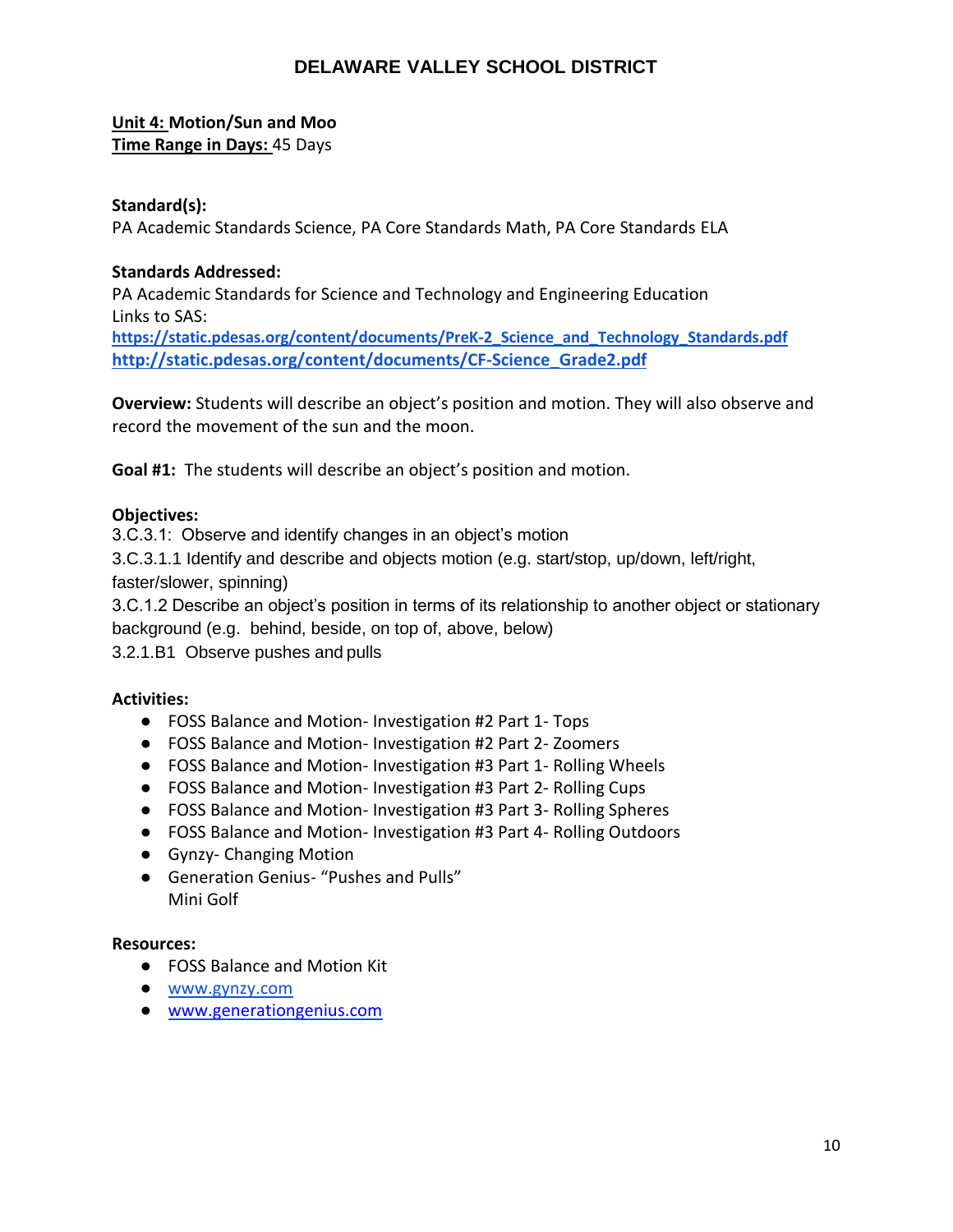# DELAWARE VALLEY SCHOOL DISTRICT

**Unit 4: Motion/Sun and Moo**
**Time Range in Days:** 45 Days

**Standard(s):**
PA Academic Standards Science, PA Core Standards Math, PA Core Standards ELA

**Standards Addressed:**
PA Academic Standards for Science and Technology and Engineering Education
Links to SAS:
**https://static.pdesas.org/content/documents/PreK-2_Science_and_Technology_Standards.pdf**
**http://static.pdesas.org/content/documents/CF-Science_Grade2.pdf**

**Overview:** Students will describe an object's position and motion. They will also observe and record the movement of the sun and the moon.

**Goal #1:** The students will describe an object's position and motion.

**Objectives:**
3.C.3.1: Observe and identify changes in an object's motion
3.C.3.1.1 Identify and describe and objects motion (e.g. start/stop, up/down, left/right, faster/slower, spinning)
3.C.1.2 Describe an object's position in terms of its relationship to another object or stationary background (e.g. behind, beside, on top of, above, below)
3.2.1.B1 Observe pushes and pulls

**Activities:**

- FOSS Balance and Motion- Investigation #2 Part 1- Tops
- FOSS Balance and Motion- Investigation #2 Part 2- Zoomers
- FOSS Balance and Motion- Investigation #3 Part 1- Rolling Wheels
- FOSS Balance and Motion- Investigation #3 Part 2- Rolling Cups
- FOSS Balance and Motion- Investigation #3 Part 3- Rolling Spheres
- FOSS Balance and Motion- Investigation #3 Part 4- Rolling Outdoors
- Gynzy- Changing Motion
- Generation Genius- "Pushes and Pulls"
  Mini Golf

**Resources:**

- FOSS Balance and Motion Kit
- www.gynzy.com
- www.generationgenius.com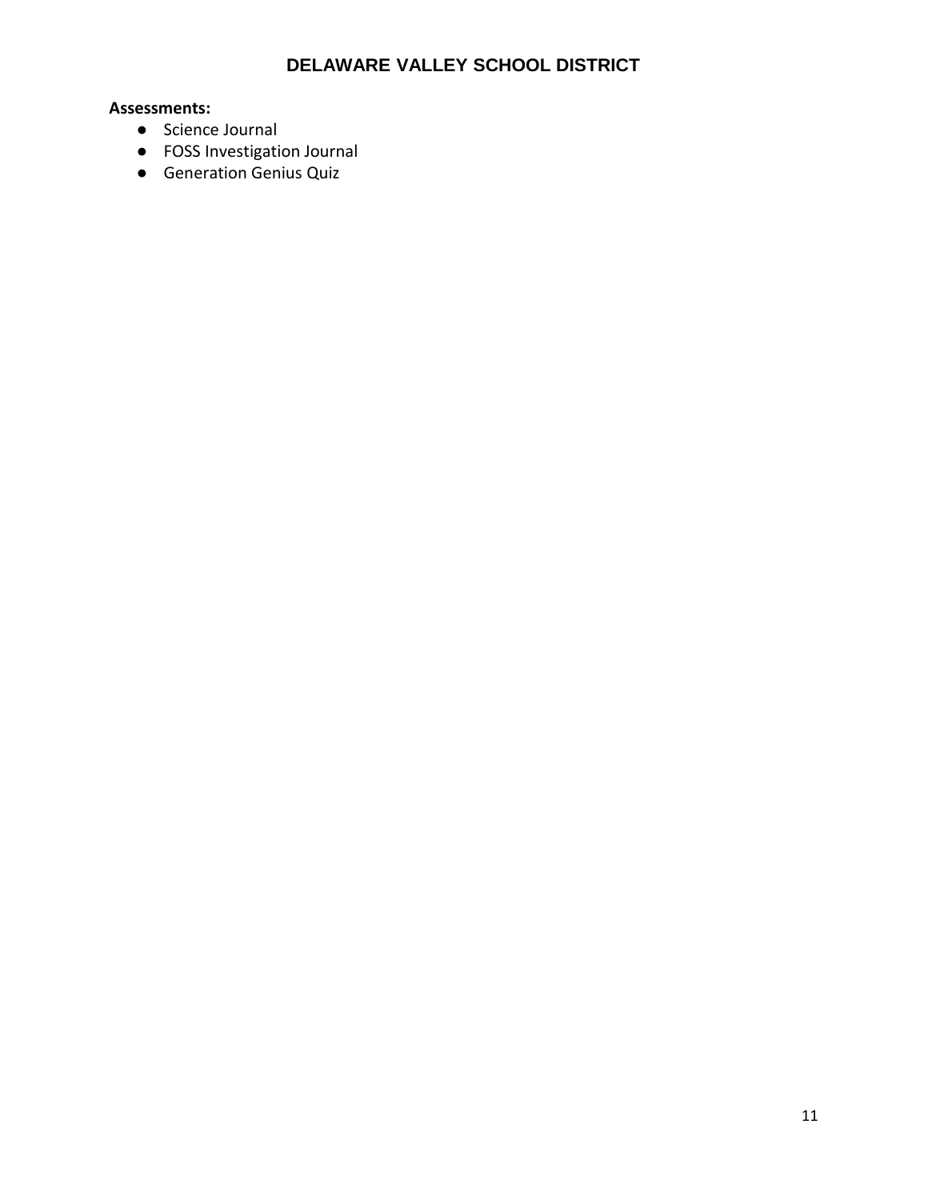**Assessments:**

- Science Journal
- FOSS Investigation Journal
- Generation Genius Quiz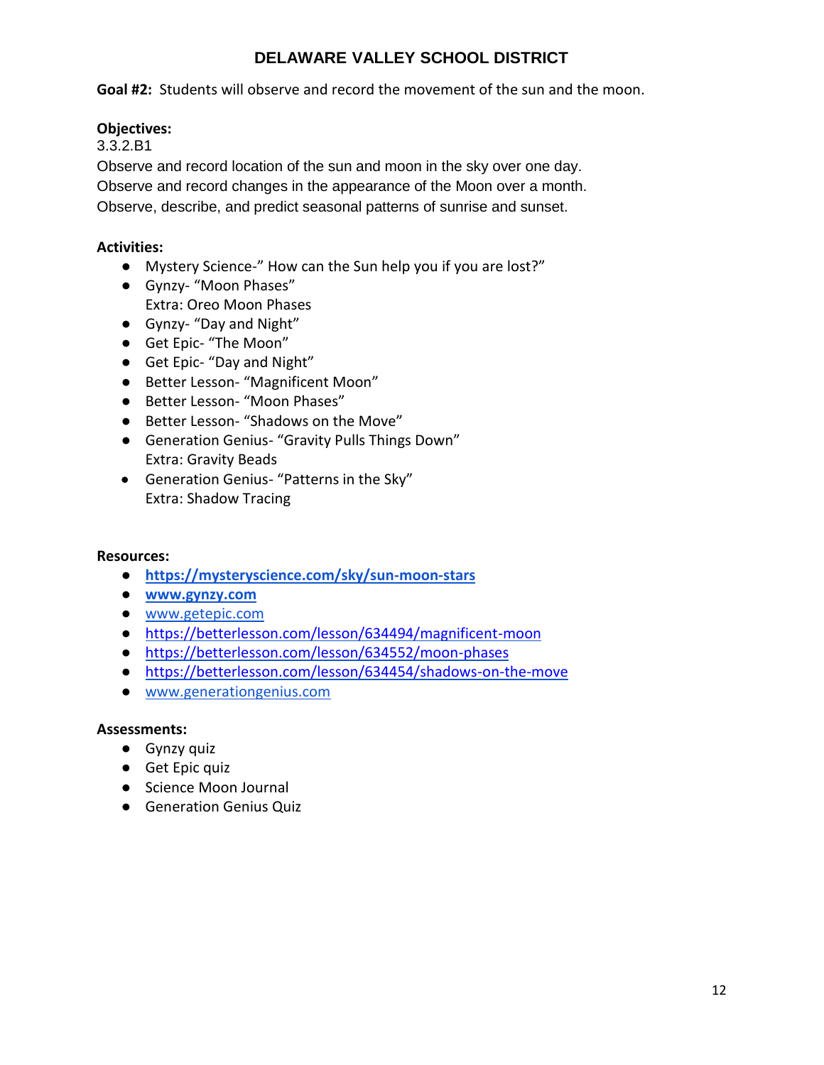# DELAWARE VALLEY SCHOOL DISTRICT

**Goal #2:** Students will observe and record the movement of the sun and the moon.

**Objectives:**
3.3.2.B1
Observe and record location of the sun and moon in the sky over one day.
Observe and record changes in the appearance of the Moon over a month.
Observe, describe, and predict seasonal patterns of sunrise and sunset.

**Activities:**

- Mystery Science-" How can the Sun help you if you are lost?"
- Gynzy- "Moon Phases"
  Extra: Oreo Moon Phases
- Gynzy- "Day and Night"
- Get Epic- "The Moon"
- Get Epic- "Day and Night"
- Better Lesson- "Magnificent Moon"
- Better Lesson- "Moon Phases"
- Better Lesson- "Shadows on the Move"
- Generation Genius- "Gravity Pulls Things Down"
  Extra: Gravity Beads
- Generation Genius- "Patterns in the Sky"
  Extra: Shadow Tracing

**Resources:**

- **https://mysteryscience.com/sky/sun-moon-stars**
- **www.gynzy.com**
- www.getepic.com
- https://betterlesson.com/lesson/634494/magnificent-moon
- https://betterlesson.com/lesson/634552/moon-phases
- https://betterlesson.com/lesson/634454/shadows-on-the-move
- www.generationgenius.com

**Assessments:**

- Gynzy quiz
- Get Epic quiz
- Science Moon Journal
- Generation Genius Quiz